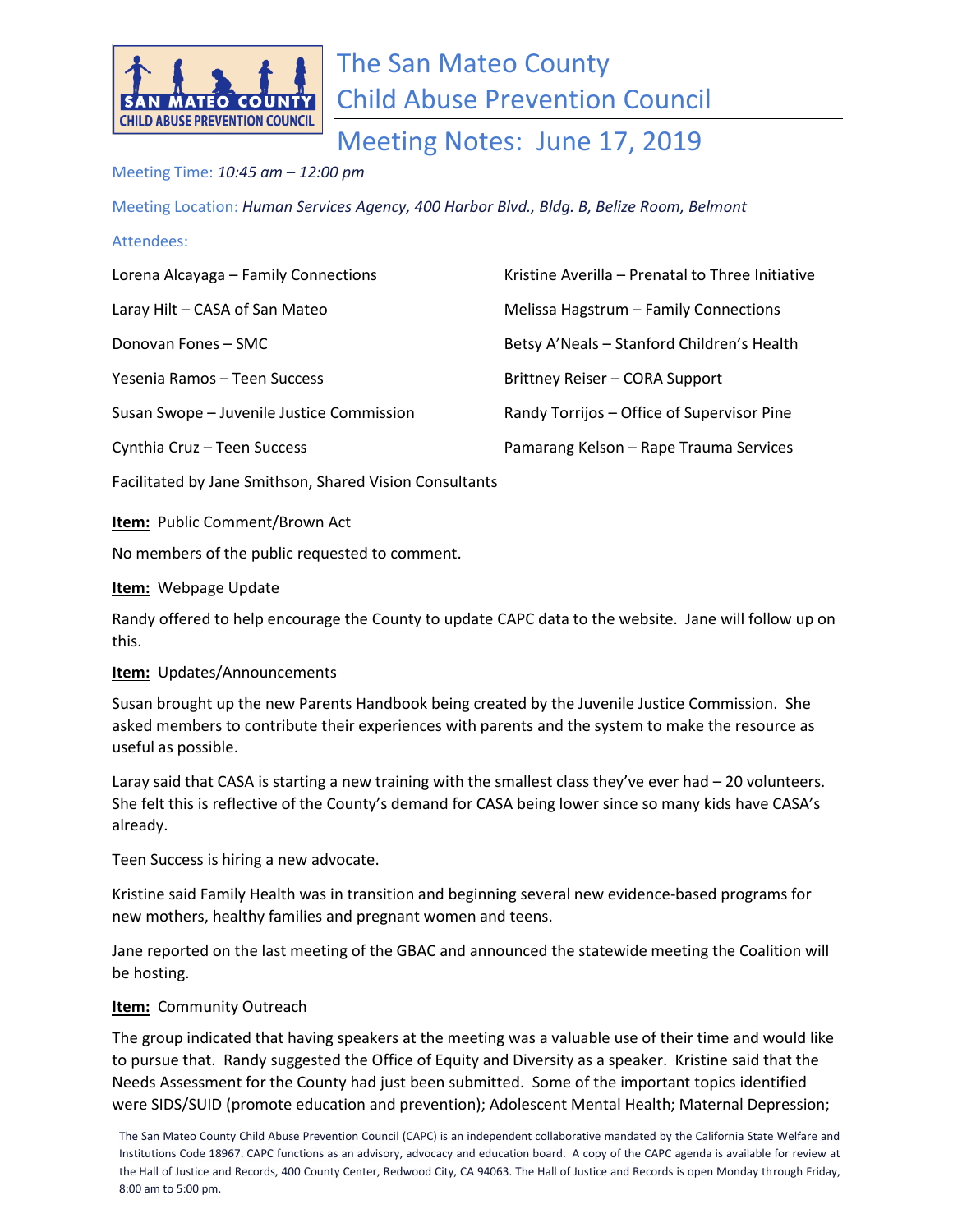# The San Mateo County Child Abuse Prevention Council

## Meeting Notes: June 17, 2019

Meeting Time: *10:45 am – 12:00 pm*

Meeting Location: *Human Services Agency, 400 Harbor Blvd., Bldg. B, Belize Room, Belmont*

Attendees:

Lorena Alcayaga – Family Connections

Laray Hilt – CASA of San Mateo

Donovan Fones – SMC

Yesenia Ramos – Teen Success

Susan Swope – Juvenile Justice Commission

Cynthia Cruz – Teen Success

Kristine Averilla – Prenatal to Three Initiative

Melissa Hagstrum – Family Connections

Betsy A'Neals – Stanford Children's Health

Brittney Reiser – CORA Support

Randy Torrijos – Office of Supervisor Pine

Pamarang Kelson – Rape Trauma Services

Facilitated by Jane Smithson, Shared Vision Consultants

**Item:** Public Comment/Brown Act

No members of the public requested to comment.

**Item:** Webpage Update

Randy offered to help encourage the County to update CAPC data to the website. Jane will follow up on this.

**Item:** Updates/Announcements

Susan brought up the new Parents Handbook being created by the Juvenile Justice Commission. She asked members to contribute their experiences with parents and the system to make the resource as useful as possible.

Laray said that CASA is starting a new training with the smallest class they've ever had – 20 volunteers. She felt this is reflective of the County's demand for CASA being lower since so many kids have CASA's already.

Teen Success is hiring a new advocate.

Kristine said Family Health was in transition and beginning several new evidence-based programs for new mothers, healthy families and pregnant women and teens.

Jane reported on the last meeting of the GBAC and announced the statewide meeting the Coalition will be hosting.

**Item:** Community Outreach

The group indicated that having speakers at the meeting was a valuable use of their time and would like to pursue that. Randy suggested the Office of Equity and Diversity as a speaker. Kristine said that the Needs Assessment for the County had just been submitted. Some of the important topics identified were SIDS/SUID (promote education and prevention); Adolescent Mental Health; Maternal Depression;

The San Mateo County Child Abuse Prevention Council (CAPC) is an independent collaborative mandated by the California State Welfare and Institutions Code 18967. CAPC functions as an advisory, advocacy and education board. A copy of the CAPC agenda is available for review at the Hall of Justice and Records, 400 County Center, Redwood City, CA 94063. The Hall of Justice and Records is open Monday through Friday, 8:00 am to 5:00 pm.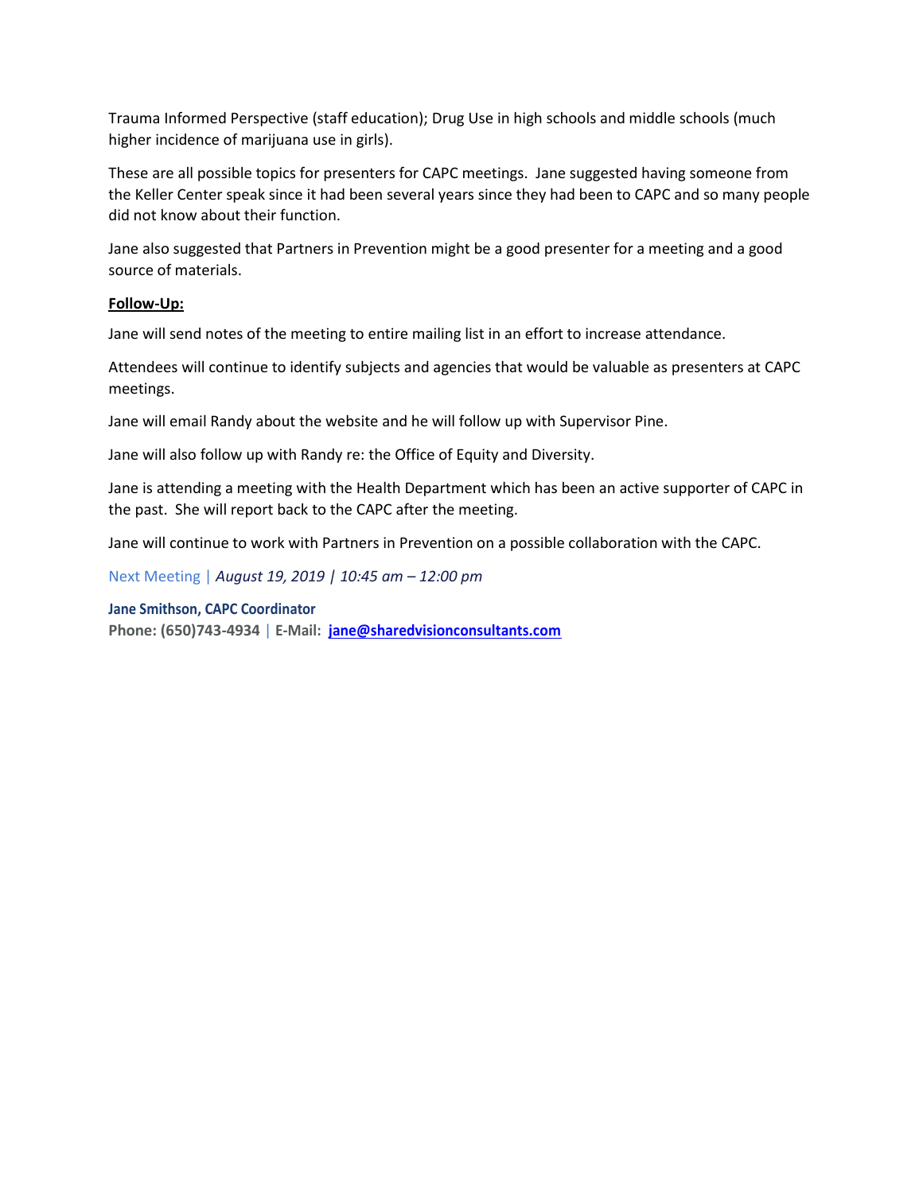Trauma Informed Perspective (staff education); Drug Use in high schools and middle schools (much higher incidence of marijuana use in girls).

These are all possible topics for presenters for CAPC meetings.  Jane suggested having someone from the Keller Center speak since it had been several years since they had been to CAPC and so many people did not know about their function.

Jane also suggested that Partners in Prevention might be a good presenter for a meeting and a good source of materials.

**Follow-Up:**

Jane will send notes of the meeting to entire mailing list in an effort to increase attendance.

Attendees will continue to identify subjects and agencies that would be valuable as presenters at CAPC meetings.

Jane will email Randy about the website and he will follow up with Supervisor Pine.

Jane will also follow up with Randy re: the Office of Equity and Diversity.

Jane is attending a meeting with the Health Department which has been an active supporter of CAPC in the past.  She will report back to the CAPC after the meeting.

Jane will continue to work with Partners in Prevention on a possible collaboration with the CAPC.

Next Meeting | *August 19, 2019 | 10:45 am – 12:00 pm*

**Jane Smithson, CAPC Coordinator**
**Phone: (650)743-4934 | E-Mail:** **jane@sharedvisionconsultants.com**